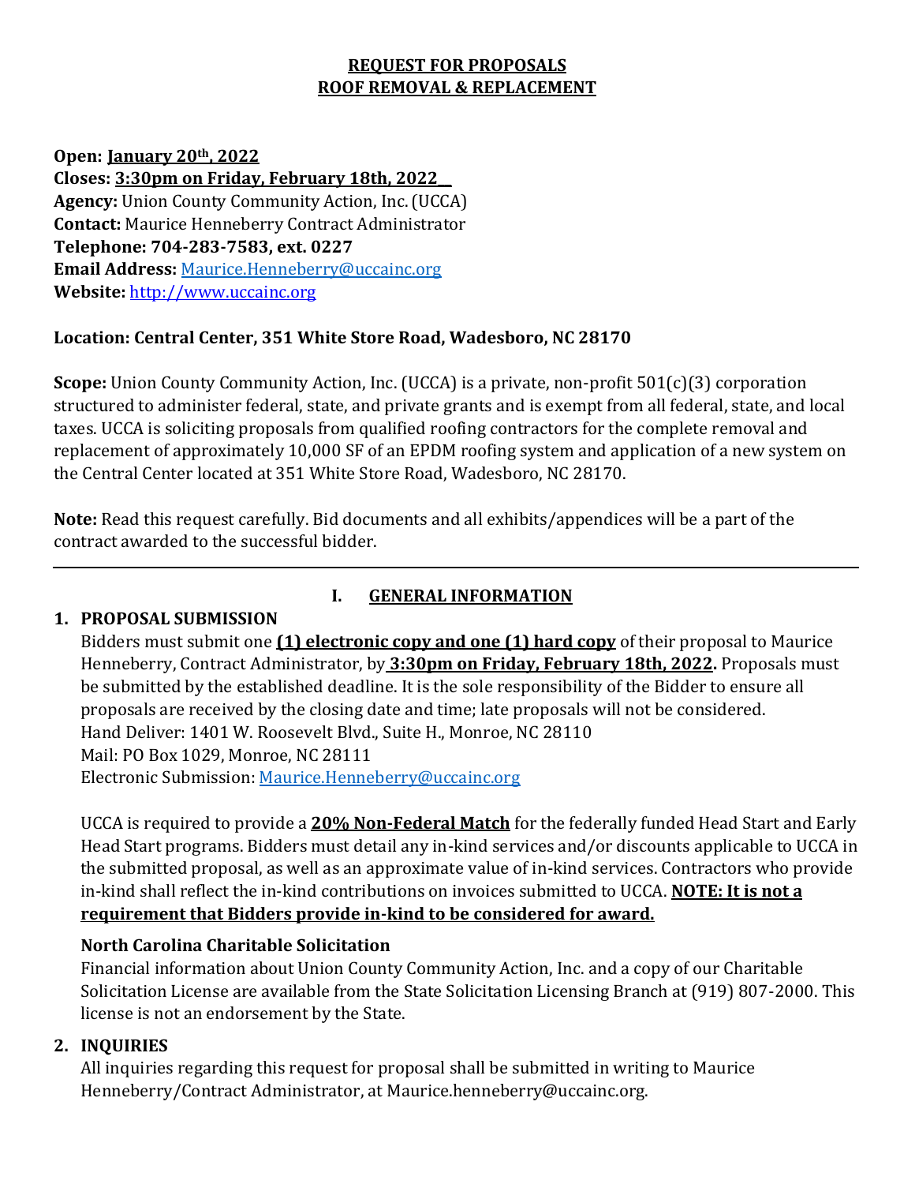# REQUEST FOR PROPOSALS
# ROOF REMOVAL & REPLACEMENT

**Open: January 20th, 2022**
**Closes: 3:30pm on Friday, February 18th, 2022**
**Agency:** Union County Community Action, Inc. (UCCA)
**Contact:** Maurice Henneberry Contract Administrator
**Telephone: 704-283-7583, ext. 0227**
**Email Address:** Maurice.Henneberry@uccainc.org
**Website:** http://www.uccainc.org

**Location: Central Center, 351 White Store Road, Wadesboro, NC 28170**

**Scope:** Union County Community Action, Inc. (UCCA) is a private, non-profit 501(c)(3) corporation structured to administer federal, state, and private grants and is exempt from all federal, state, and local taxes. UCCA is soliciting proposals from qualified roofing contractors for the complete removal and replacement of approximately 10,000 SF of an EPDM roofing system and application of a new system on the Central Center located at 351 White Store Road, Wadesboro, NC 28170.

**Note:** Read this request carefully. Bid documents and all exhibits/appendices will be a part of the contract awarded to the successful bidder.

---

## I. GENERAL INFORMATION

### 1. PROPOSAL SUBMISSION

Bidders must submit one **(1) electronic copy and one (1) hard copy** of their proposal to Maurice Henneberry, Contract Administrator, by **3:30pm on Friday, February 18th, 2022.** Proposals must be submitted by the established deadline. It is the sole responsibility of the Bidder to ensure all proposals are received by the closing date and time; late proposals will not be considered.
Hand Deliver: 1401 W. Roosevelt Blvd., Suite H., Monroe, NC 28110
Mail: PO Box 1029, Monroe, NC 28111
Electronic Submission: Maurice.Henneberry@uccainc.org

UCCA is required to provide a **20% Non-Federal Match** for the federally funded Head Start and Early Head Start programs. Bidders must detail any in-kind services and/or discounts applicable to UCCA in the submitted proposal, as well as an approximate value of in-kind services. Contractors who provide in-kind shall reflect the in-kind contributions on invoices submitted to UCCA. **NOTE: It is not a requirement that Bidders provide in-kind to be considered for award.**

**North Carolina Charitable Solicitation**
Financial information about Union County Community Action, Inc. and a copy of our Charitable Solicitation License are available from the State Solicitation Licensing Branch at (919) 807-2000. This license is not an endorsement by the State.

### 2. INQUIRIES

All inquiries regarding this request for proposal shall be submitted in writing to Maurice Henneberry/Contract Administrator, at Maurice.henneberry@uccainc.org.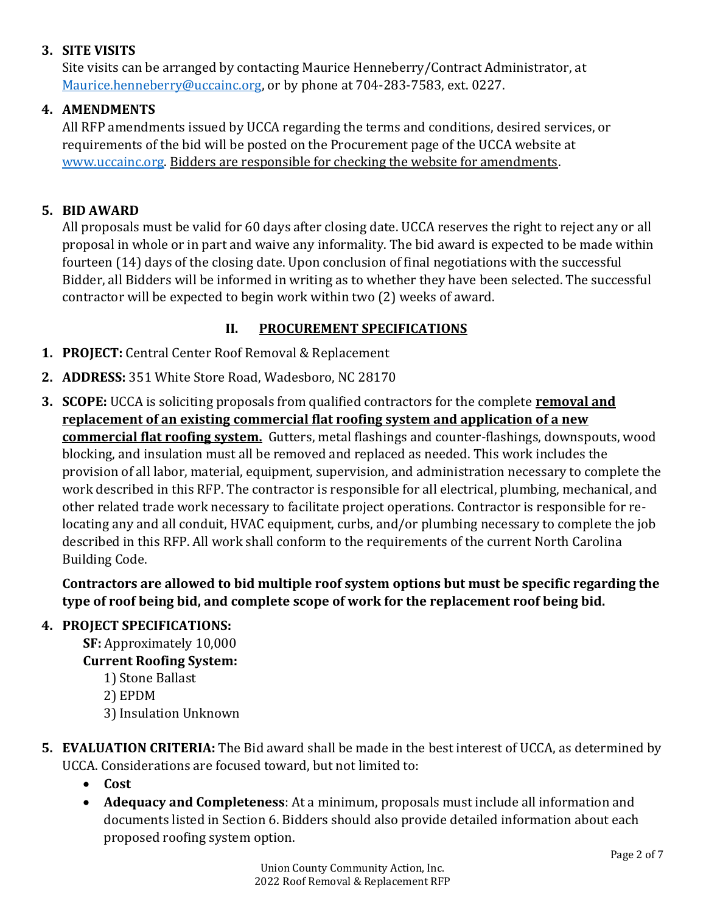**3. SITE VISITS**

Site visits can be arranged by contacting Maurice Henneberry/Contract Administrator, at Maurice.henneberry@uccainc.org, or by phone at 704-283-7583, ext. 0227.

**4. AMENDMENTS**

All RFP amendments issued by UCCA regarding the terms and conditions, desired services, or requirements of the bid will be posted on the Procurement page of the UCCA website at www.uccainc.org. Bidders are responsible for checking the website for amendments.

**5. BID AWARD**

All proposals must be valid for 60 days after closing date. UCCA reserves the right to reject any or all proposal in whole or in part and waive any informality. The bid award is expected to be made within fourteen (14) days of the closing date. Upon conclusion of final negotiations with the successful Bidder, all Bidders will be informed in writing as to whether they have been selected. The successful contractor will be expected to begin work within two (2) weeks of award.

## II. PROCUREMENT SPECIFICATIONS

1. **PROJECT:** Central Center Roof Removal & Replacement
2. **ADDRESS:** 351 White Store Road, Wadesboro, NC 28170
3. **SCOPE:** UCCA is soliciting proposals from qualified contractors for the complete **removal and replacement of an existing commercial flat roofing system and application of a new commercial flat roofing system.** Gutters, metal flashings and counter-flashings, downspouts, wood blocking, and insulation must all be removed and replaced as needed. This work includes the provision of all labor, material, equipment, supervision, and administration necessary to complete the work described in this RFP. The contractor is responsible for all electrical, plumbing, mechanical, and other related trade work necessary to facilitate project operations. Contractor is responsible for re-locating any and all conduit, HVAC equipment, curbs, and/or plumbing necessary to complete the job described in this RFP. All work shall conform to the requirements of the current North Carolina Building Code.

   **Contractors are allowed to bid multiple roof system options but must be specific regarding the type of roof being bid, and complete scope of work for the replacement roof being bid.**

4. **PROJECT SPECIFICATIONS:**

   **SF:** Approximately 10,000

   **Current Roofing System:**

   1) Stone Ballast
   2) EPDM
   3) Insulation Unknown

5. **EVALUATION CRITERIA:** The Bid award shall be made in the best interest of UCCA, as determined by UCCA. Considerations are focused toward, but not limited to:
   - **Cost**
   - **Adequacy and Completeness**: At a minimum, proposals must include all information and documents listed in Section 6. Bidders should also provide detailed information about each proposed roofing system option.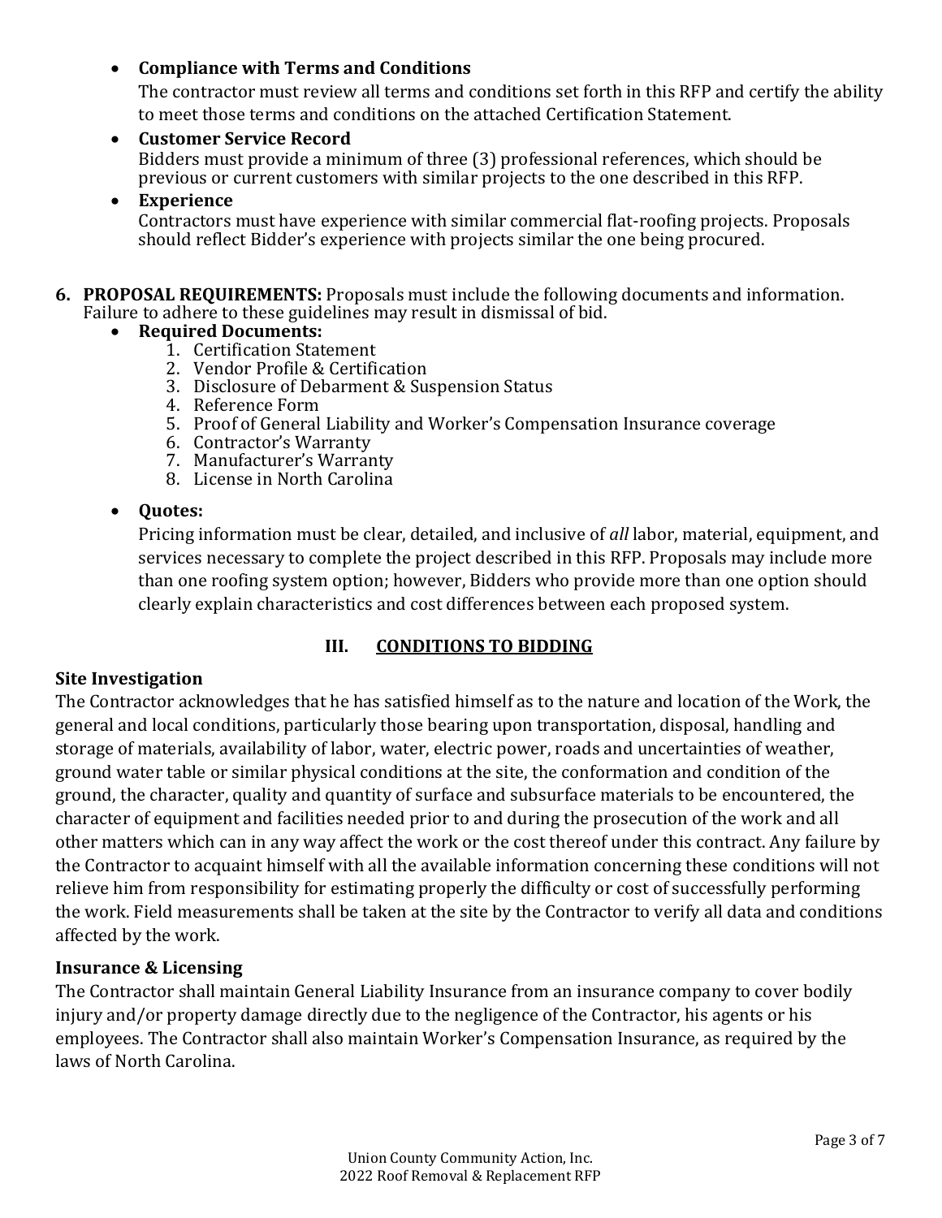- **Compliance with Terms and Conditions**
  The contractor must review all terms and conditions set forth in this RFP and certify the ability to meet those terms and conditions on the attached Certification Statement.
- **Customer Service Record**
  Bidders must provide a minimum of three (3) professional references, which should be previous or current customers with similar projects to the one described in this RFP.
- **Experience**
  Contractors must have experience with similar commercial flat-roofing projects. Proposals should reflect Bidder's experience with projects similar the one being procured.

6. **PROPOSAL REQUIREMENTS:** Proposals must include the following documents and information. Failure to adhere to these guidelines may result in dismissal of bid.
   - **Required Documents:**
     1. Certification Statement
     2. Vendor Profile & Certification
     3. Disclosure of Debarment & Suspension Status
     4. Reference Form
     5. Proof of General Liability and Worker's Compensation Insurance coverage
     6. Contractor's Warranty
     7. Manufacturer's Warranty
     8. License in North Carolina
   - **Quotes:**
     Pricing information must be clear, detailed, and inclusive of *all* labor, material, equipment, and services necessary to complete the project described in this RFP. Proposals may include more than one roofing system option; however, Bidders who provide more than one option should clearly explain characteristics and cost differences between each proposed system.

## III. CONDITIONS TO BIDDING

### Site Investigation

The Contractor acknowledges that he has satisfied himself as to the nature and location of the Work, the general and local conditions, particularly those bearing upon transportation, disposal, handling and storage of materials, availability of labor, water, electric power, roads and uncertainties of weather, ground water table or similar physical conditions at the site, the conformation and condition of the ground, the character, quality and quantity of surface and subsurface materials to be encountered, the character of equipment and facilities needed prior to and during the prosecution of the work and all other matters which can in any way affect the work or the cost thereof under this contract. Any failure by the Contractor to acquaint himself with all the available information concerning these conditions will not relieve him from responsibility for estimating properly the difficulty or cost of successfully performing the work. Field measurements shall be taken at the site by the Contractor to verify all data and conditions affected by the work.

### Insurance & Licensing

The Contractor shall maintain General Liability Insurance from an insurance company to cover bodily injury and/or property damage directly due to the negligence of the Contractor, his agents or his employees. The Contractor shall also maintain Worker's Compensation Insurance, as required by the laws of North Carolina.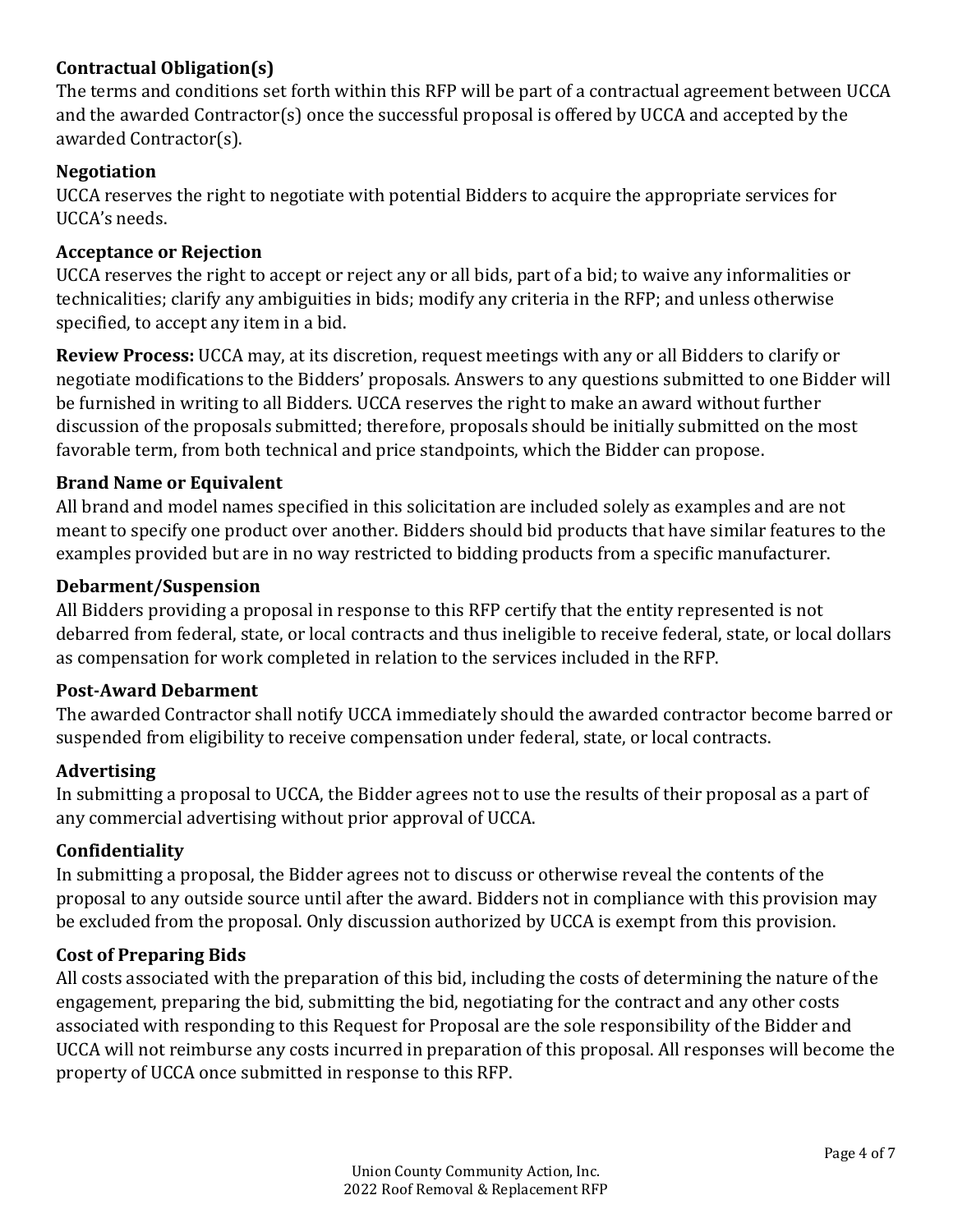**Contractual Obligation(s)**

The terms and conditions set forth within this RFP will be part of a contractual agreement between UCCA and the awarded Contractor(s) once the successful proposal is offered by UCCA and accepted by the awarded Contractor(s).

**Negotiation**

UCCA reserves the right to negotiate with potential Bidders to acquire the appropriate services for UCCA's needs.

**Acceptance or Rejection**

UCCA reserves the right to accept or reject any or all bids, part of a bid; to waive any informalities or technicalities; clarify any ambiguities in bids; modify any criteria in the RFP; and unless otherwise specified, to accept any item in a bid.

**Review Process:** UCCA may, at its discretion, request meetings with any or all Bidders to clarify or negotiate modifications to the Bidders' proposals. Answers to any questions submitted to one Bidder will be furnished in writing to all Bidders. UCCA reserves the right to make an award without further discussion of the proposals submitted; therefore, proposals should be initially submitted on the most favorable term, from both technical and price standpoints, which the Bidder can propose.

**Brand Name or Equivalent**

All brand and model names specified in this solicitation are included solely as examples and are not meant to specify one product over another. Bidders should bid products that have similar features to the examples provided but are in no way restricted to bidding products from a specific manufacturer.

**Debarment/Suspension**

All Bidders providing a proposal in response to this RFP certify that the entity represented is not debarred from federal, state, or local contracts and thus ineligible to receive federal, state, or local dollars as compensation for work completed in relation to the services included in the RFP.

**Post-Award Debarment**

The awarded Contractor shall notify UCCA immediately should the awarded contractor become barred or suspended from eligibility to receive compensation under federal, state, or local contracts.

**Advertising**

In submitting a proposal to UCCA, the Bidder agrees not to use the results of their proposal as a part of any commercial advertising without prior approval of UCCA.

**Confidentiality**

In submitting a proposal, the Bidder agrees not to discuss or otherwise reveal the contents of the proposal to any outside source until after the award. Bidders not in compliance with this provision may be excluded from the proposal. Only discussion authorized by UCCA is exempt from this provision.

**Cost of Preparing Bids**

All costs associated with the preparation of this bid, including the costs of determining the nature of the engagement, preparing the bid, submitting the bid, negotiating for the contract and any other costs associated with responding to this Request for Proposal are the sole responsibility of the Bidder and UCCA will not reimburse any costs incurred in preparation of this proposal. All responses will become the property of UCCA once submitted in response to this RFP.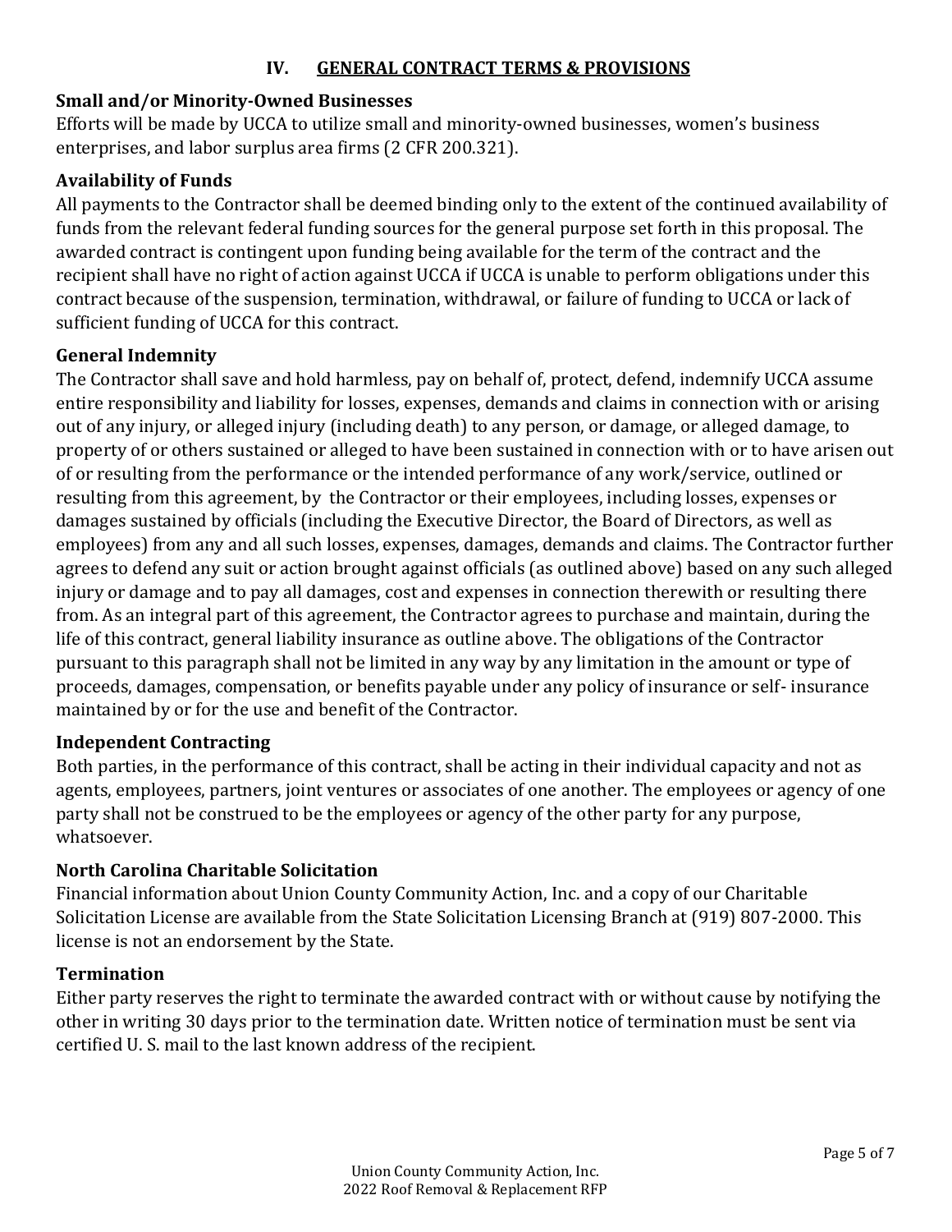## IV. GENERAL CONTRACT TERMS & PROVISIONS

**Small and/or Minority-Owned Businesses**

Efforts will be made by UCCA to utilize small and minority-owned businesses, women's business enterprises, and labor surplus area firms (2 CFR 200.321).

**Availability of Funds**

All payments to the Contractor shall be deemed binding only to the extent of the continued availability of funds from the relevant federal funding sources for the general purpose set forth in this proposal. The awarded contract is contingent upon funding being available for the term of the contract and the recipient shall have no right of action against UCCA if UCCA is unable to perform obligations under this contract because of the suspension, termination, withdrawal, or failure of funding to UCCA or lack of sufficient funding of UCCA for this contract.

**General Indemnity**

The Contractor shall save and hold harmless, pay on behalf of, protect, defend, indemnify UCCA assume entire responsibility and liability for losses, expenses, demands and claims in connection with or arising out of any injury, or alleged injury (including death) to any person, or damage, or alleged damage, to property of or others sustained or alleged to have been sustained in connection with or to have arisen out of or resulting from the performance or the intended performance of any work/service, outlined or resulting from this agreement, by the Contractor or their employees, including losses, expenses or damages sustained by officials (including the Executive Director, the Board of Directors, as well as employees) from any and all such losses, expenses, damages, demands and claims. The Contractor further agrees to defend any suit or action brought against officials (as outlined above) based on any such alleged injury or damage and to pay all damages, cost and expenses in connection therewith or resulting there from. As an integral part of this agreement, the Contractor agrees to purchase and maintain, during the life of this contract, general liability insurance as outline above. The obligations of the Contractor pursuant to this paragraph shall not be limited in any way by any limitation in the amount or type of proceeds, damages, compensation, or benefits payable under any policy of insurance or self- insurance maintained by or for the use and benefit of the Contractor.

**Independent Contracting**

Both parties, in the performance of this contract, shall be acting in their individual capacity and not as agents, employees, partners, joint ventures or associates of one another. The employees or agency of one party shall not be construed to be the employees or agency of the other party for any purpose, whatsoever.

**North Carolina Charitable Solicitation**

Financial information about Union County Community Action, Inc. and a copy of our Charitable Solicitation License are available from the State Solicitation Licensing Branch at (919) 807-2000. This license is not an endorsement by the State.

**Termination**

Either party reserves the right to terminate the awarded contract with or without cause by notifying the other in writing 30 days prior to the termination date. Written notice of termination must be sent via certified U. S. mail to the last known address of the recipient.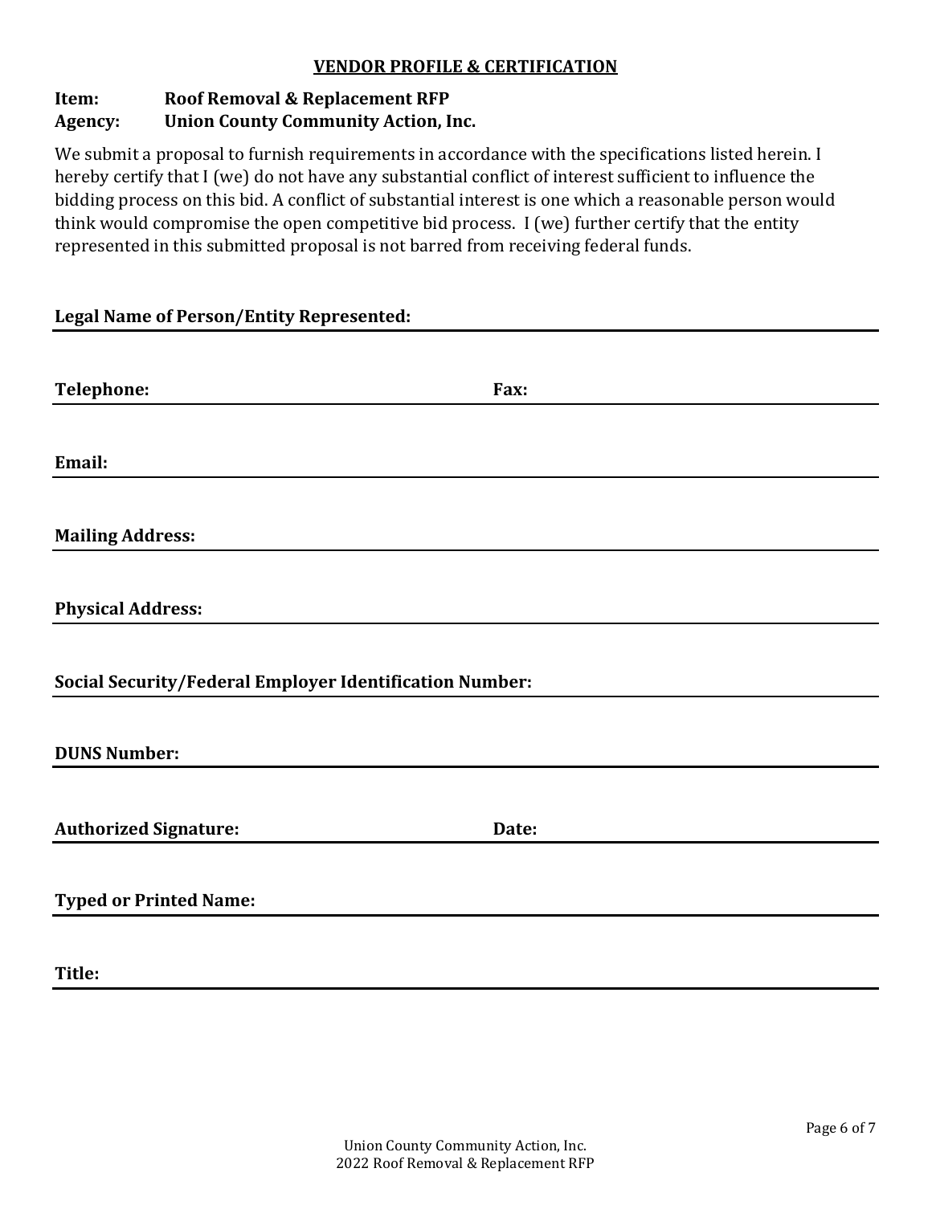## VENDOR PROFILE & CERTIFICATION

**Item:** **Roof Removal & Replacement RFP**
**Agency:** **Union County Community Action, Inc.**

We submit a proposal to furnish requirements in accordance with the specifications listed herein. I hereby certify that I (we) do not have any substantial conflict of interest sufficient to influence the bidding process on this bid. A conflict of substantial interest is one which a reasonable person would think would compromise the open competitive bid process. I (we) further certify that the entity represented in this submitted proposal is not barred from receiving federal funds.

**Legal Name of Person/Entity Represented:** ______________________________

**Telephone:** ______________________________ **Fax:** ______________________________

**Email:** ______________________________

**Mailing Address:** ______________________________

**Physical Address:** ______________________________

**Social Security/Federal Employer Identification Number:** ______________________________

**DUNS Number:** ______________________________

**Authorized Signature:** ______________________________ **Date:** ______________________________

**Typed or Printed Name:** ______________________________

**Title:** ______________________________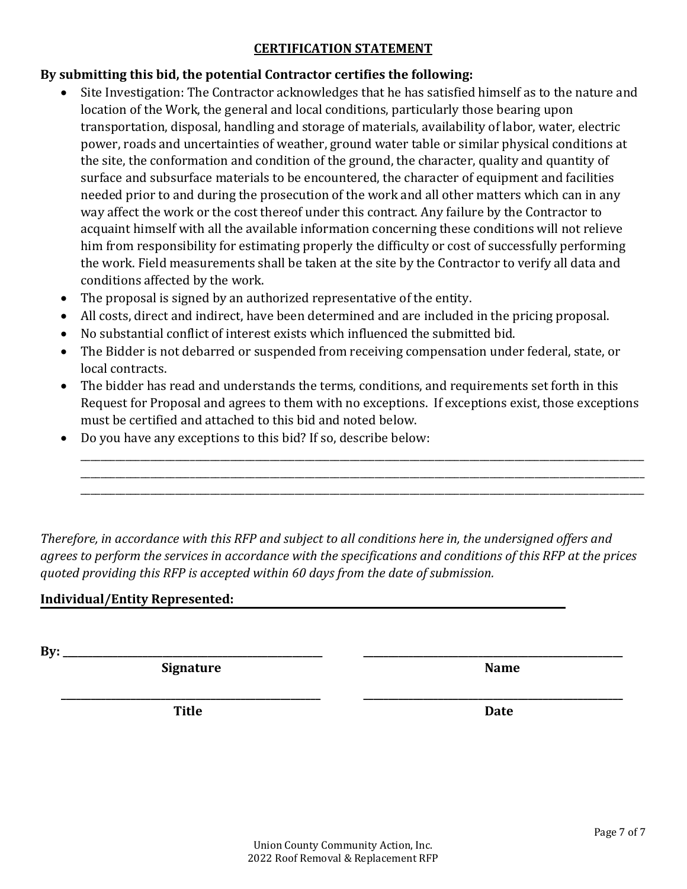## CERTIFICATION STATEMENT

**By submitting this bid, the potential Contractor certifies the following:**

- Site Investigation: The Contractor acknowledges that he has satisfied himself as to the nature and location of the Work, the general and local conditions, particularly those bearing upon transportation, disposal, handling and storage of materials, availability of labor, water, electric power, roads and uncertainties of weather, ground water table or similar physical conditions at the site, the conformation and condition of the ground, the character, quality and quantity of surface and subsurface materials to be encountered, the character of equipment and facilities needed prior to and during the prosecution of the work and all other matters which can in any way affect the work or the cost thereof under this contract. Any failure by the Contractor to acquaint himself with all the available information concerning these conditions will not relieve him from responsibility for estimating properly the difficulty or cost of successfully performing the work. Field measurements shall be taken at the site by the Contractor to verify all data and conditions affected by the work.
- The proposal is signed by an authorized representative of the entity.
- All costs, direct and indirect, have been determined and are included in the pricing proposal.
- No substantial conflict of interest exists which influenced the submitted bid.
- The Bidder is not debarred or suspended from receiving compensation under federal, state, or local contracts.
- The bidder has read and understands the terms, conditions, and requirements set forth in this Request for Proposal and agrees to them with no exceptions. If exceptions exist, those exceptions must be certified and attached to this bid and noted below.
- Do you have any exceptions to this bid? If so, describe below:

  ______________________________________________________________________________

  ______________________________________________________________________________

  ______________________________________________________________________________

*Therefore, in accordance with this RFP and subject to all conditions here in, the undersigned offers and agrees to perform the services in accordance with the specifications and conditions of this RFP at the prices quoted providing this RFP is accepted within 60 days from the date of submission.*

**Individual/Entity Represented:** ______________________________________________

**By:** ______________________________ ______________________________

**Signature** **Name**

______________________________ ______________________________

**Title** **Date**